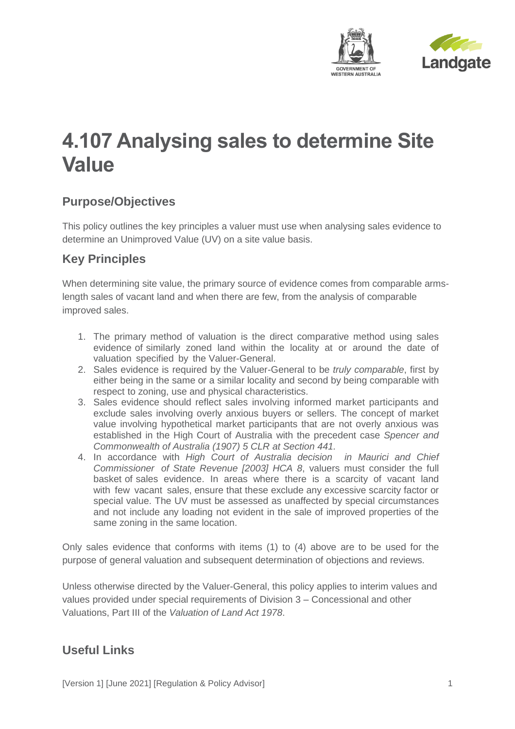# 4.107 Analysing sales to determine Site Value

## Purpose/Objectives

This policy outlines the key principles a valuer must use when analysing sales evidence to determine an Unimproved Value (UV) on a site value basis.

## Key Principles

When determining site value, the primary source of evidence comes from comparable arms-length sales of vacant land and when there are few, from the analysis of comparable improved sales.

1. The primary method of valuation is the direct comparative method using sales evidence of similarly zoned land within the locality at or around the date of valuation specified by the Valuer-General.
2. Sales evidence is required by the Valuer-General to be *truly comparable*, first by either being in the same or a similar locality and second by being comparable with respect to zoning, use and physical characteristics.
3. Sales evidence should reflect sales involving informed market participants and exclude sales involving overly anxious buyers or sellers. The concept of market value involving hypothetical market participants that are not overly anxious was established in the High Court of Australia with the precedent case *Spencer and Commonwealth of Australia (1907) 5 CLR at Section 441.*
4. In accordance with *High Court of Australia decision in Maurici and Chief Commissioner of State Revenue [2003] HCA 8*, valuers must consider the full basket of sales evidence. In areas where there is a scarcity of vacant land with few vacant sales, ensure that these exclude any excessive scarcity factor or special value. The UV must be assessed as unaffected by special circumstances and not include any loading not evident in the sale of improved properties of the same zoning in the same location.

Only sales evidence that conforms with items (1) to (4) above are to be used for the purpose of general valuation and subsequent determination of objections and reviews.

Unless otherwise directed by the Valuer-General, this policy applies to interim values and values provided under special requirements of Division 3 – Concessional and other Valuations, Part III of the *Valuation of Land Act 1978*.

## Useful Links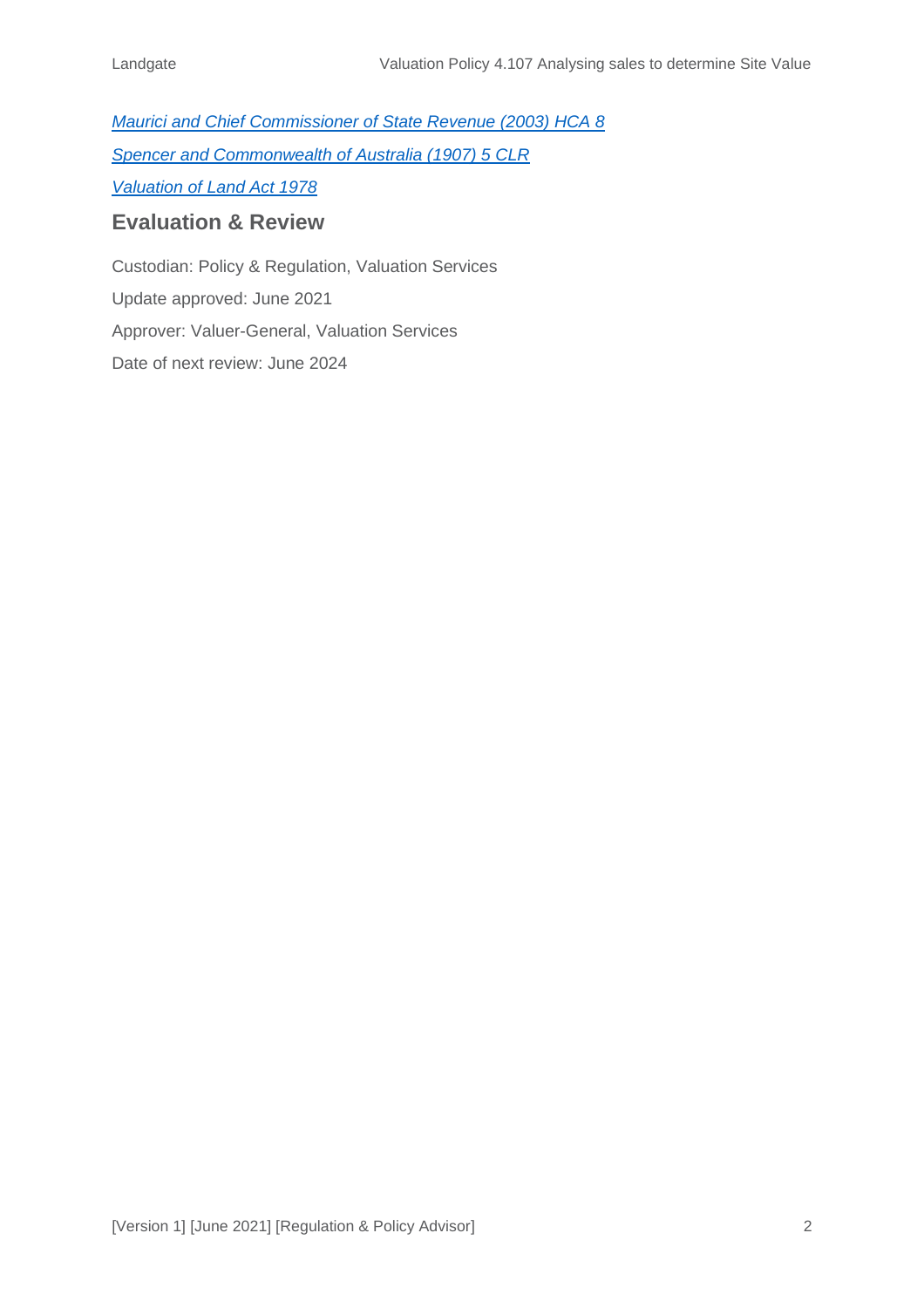[Maurici and Chief Commissioner of State Revenue (2003) HCA 8](#)

[Spencer and Commonwealth of Australia (1907) 5 CLR](#)

[Valuation of Land Act 1978](#)

## Evaluation & Review

Custodian: Policy & Regulation, Valuation Services

Update approved: June 2021

Approver: Valuer-General, Valuation Services

Date of next review: June 2024